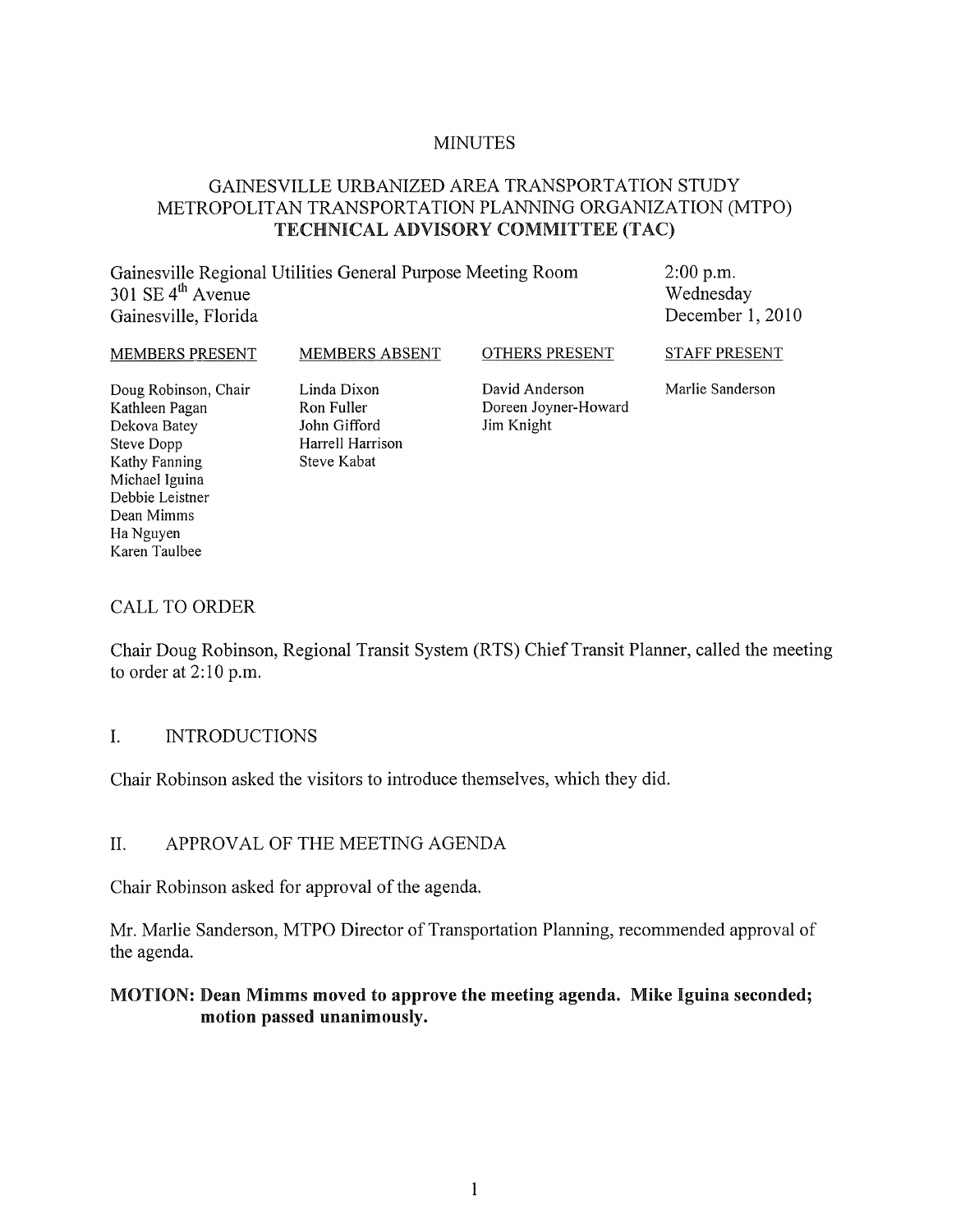# MINUTES

## GAINESVILLE URBANIZED AREA TRANSPORTATION STUDY
## METROPOLITAN TRANSPORTATION PLANNING ORGANIZATION (MTPO)
## TECHNICAL ADVISORY COMMITTEE (TAC)

Gainesville Regional Utilities General Purpose Meeting Room
301 SE 4th Avenue
Gainesville, Florida

2:00 p.m.
Wednesday
December 1, 2010

| MEMBERS PRESENT | MEMBERS ABSENT | OTHERS PRESENT | STAFF PRESENT |
|---|---|---|---|
| Doug Robinson, Chair | Linda Dixon | David Anderson | Marlie Sanderson |
| Kathleen Pagan | Ron Fuller | Doreen Joyner-Howard | |
| Dekova Batey | John Gifford | Jim Knight | |
| Steve Dopp | Harrell Harrison | | |
| Kathy Fanning | Steve Kabat | | |
| Michael Iguina | | | |
| Debbie Leistner | | | |
| Dean Mimms | | | |
| Ha Nguyen | | | |
| Karen Taulbee | | | |

CALL TO ORDER

Chair Doug Robinson, Regional Transit System (RTS) Chief Transit Planner, called the meeting to order at 2:10 p.m.

I. INTRODUCTIONS

Chair Robinson asked the visitors to introduce themselves, which they did.

II. APPROVAL OF THE MEETING AGENDA

Chair Robinson asked for approval of the agenda.

Mr. Marlie Sanderson, MTPO Director of Transportation Planning, recommended approval of the agenda.

**MOTION: Dean Mimms moved to approve the meeting agenda. Mike Iguina seconded; motion passed unanimously.**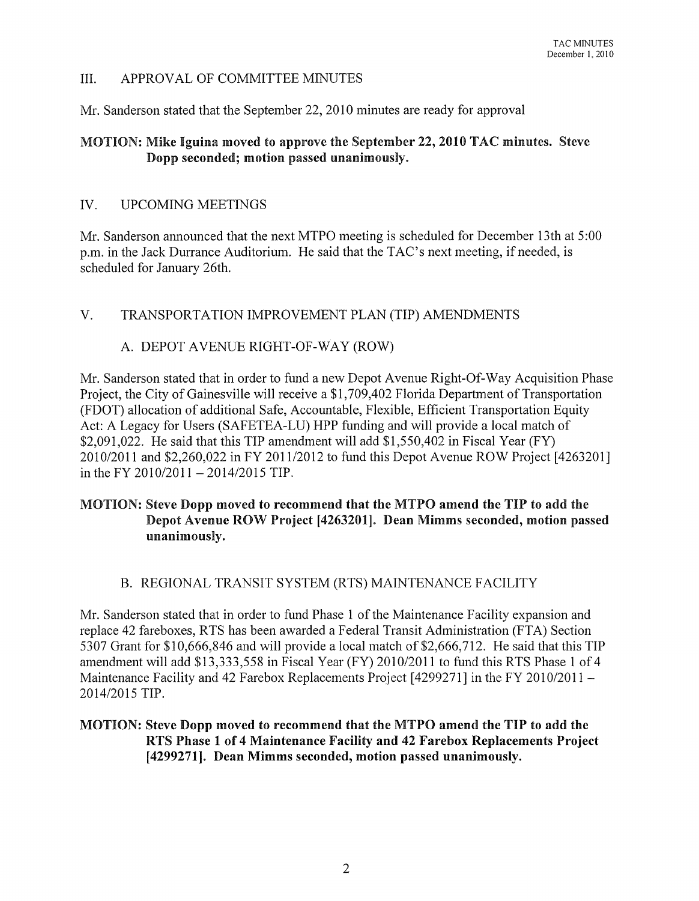## III. APPROVAL OF COMMITTEE MINUTES

Mr. Sanderson stated that the September 22, 2010 minutes are ready for approval

**MOTION: Mike Iguina moved to approve the September 22, 2010 TAC minutes. Steve Dopp seconded; motion passed unanimously.**

## IV. UPCOMING MEETINGS

Mr. Sanderson announced that the next MTPO meeting is scheduled for December 13th at 5:00 p.m. in the Jack Durrance Auditorium. He said that the TAC's next meeting, if needed, is scheduled for January 26th.

## V. TRANSPORTATION IMPROVEMENT PLAN (TIP) AMENDMENTS

### A. DEPOT AVENUE RIGHT-OF-WAY (ROW)

Mr. Sanderson stated that in order to fund a new Depot Avenue Right-Of-Way Acquisition Phase Project, the City of Gainesville will receive a $1,709,402 Florida Department of Transportation (FDOT) allocation of additional Safe, Accountable, Flexible, Efficient Transportation Equity Act: A Legacy for Users (SAFETEA-LU) HPP funding and will provide a local match of $2,091,022. He said that this TIP amendment will add $1,550,402 in Fiscal Year (FY) 2010/2011 and $2,260,022 in FY 2011/2012 to fund this Depot Avenue ROW Project [4263201] in the FY 2010/2011 – 2014/2015 TIP.

**MOTION: Steve Dopp moved to recommend that the MTPO amend the TIP to add the Depot Avenue ROW Project [4263201]. Dean Mimms seconded, motion passed unanimously.**

### B. REGIONAL TRANSIT SYSTEM (RTS) MAINTENANCE FACILITY

Mr. Sanderson stated that in order to fund Phase 1 of the Maintenance Facility expansion and replace 42 fareboxes, RTS has been awarded a Federal Transit Administration (FTA) Section 5307 Grant for $10,666,846 and will provide a local match of $2,666,712. He said that this TIP amendment will add $13,333,558 in Fiscal Year (FY) 2010/2011 to fund this RTS Phase 1 of 4 Maintenance Facility and 42 Farebox Replacements Project [4299271] in the FY 2010/2011 – 2014/2015 TIP.

**MOTION: Steve Dopp moved to recommend that the MTPO amend the TIP to add the RTS Phase 1 of 4 Maintenance Facility and 42 Farebox Replacements Project [4299271]. Dean Mimms seconded, motion passed unanimously.**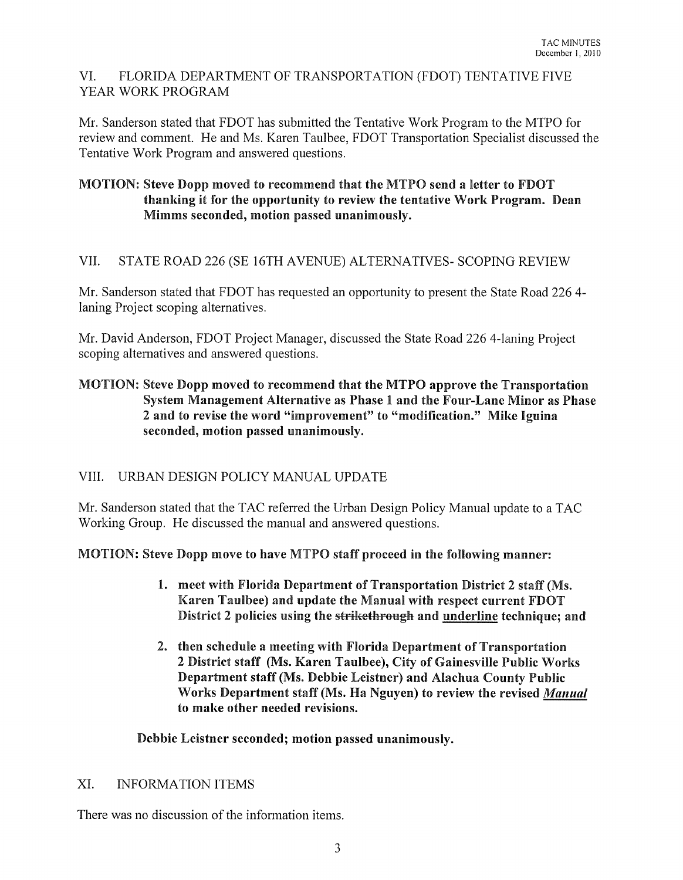## VI. FLORIDA DEPARTMENT OF TRANSPORTATION (FDOT) TENTATIVE FIVE YEAR WORK PROGRAM

Mr. Sanderson stated that FDOT has submitted the Tentative Work Program to the MTPO for review and comment. He and Ms. Karen Taulbee, FDOT Transportation Specialist discussed the Tentative Work Program and answered questions.

**MOTION: Steve Dopp moved to recommend that the MTPO send a letter to FDOT thanking it for the opportunity to review the tentative Work Program. Dean Mimms seconded, motion passed unanimously.**

## VII. STATE ROAD 226 (SE 16TH AVENUE) ALTERNATIVES- SCOPING REVIEW

Mr. Sanderson stated that FDOT has requested an opportunity to present the State Road 226 4-laning Project scoping alternatives.

Mr. David Anderson, FDOT Project Manager, discussed the State Road 226 4-laning Project scoping alternatives and answered questions.

**MOTION: Steve Dopp moved to recommend that the MTPO approve the Transportation System Management Alternative as Phase 1 and the Four-Lane Minor as Phase 2 and to revise the word "improvement" to "modification." Mike Iguina seconded, motion passed unanimously.**

## VIII. URBAN DESIGN POLICY MANUAL UPDATE

Mr. Sanderson stated that the TAC referred the Urban Design Policy Manual update to a TAC Working Group. He discussed the manual and answered questions.

**MOTION: Steve Dopp move to have MTPO staff proceed in the following manner:**

1. **meet with Florida Department of Transportation District 2 staff (Ms. Karen Taulbee) and update the Manual with respect current FDOT District 2 policies using the ~~strikethrough~~ and <u>underline</u> technique; and**
2. **then schedule a meeting with Florida Department of Transportation 2 District staff (Ms. Karen Taulbee), City of Gainesville Public Works Department staff (Ms. Debbie Leistner) and Alachua County Public Works Department staff (Ms. Ha Nguyen) to review the revised <u>*Manual*</u> to make other needed revisions.**

**Debbie Leistner seconded; motion passed unanimously.**

## XI. INFORMATION ITEMS

There was no discussion of the information items.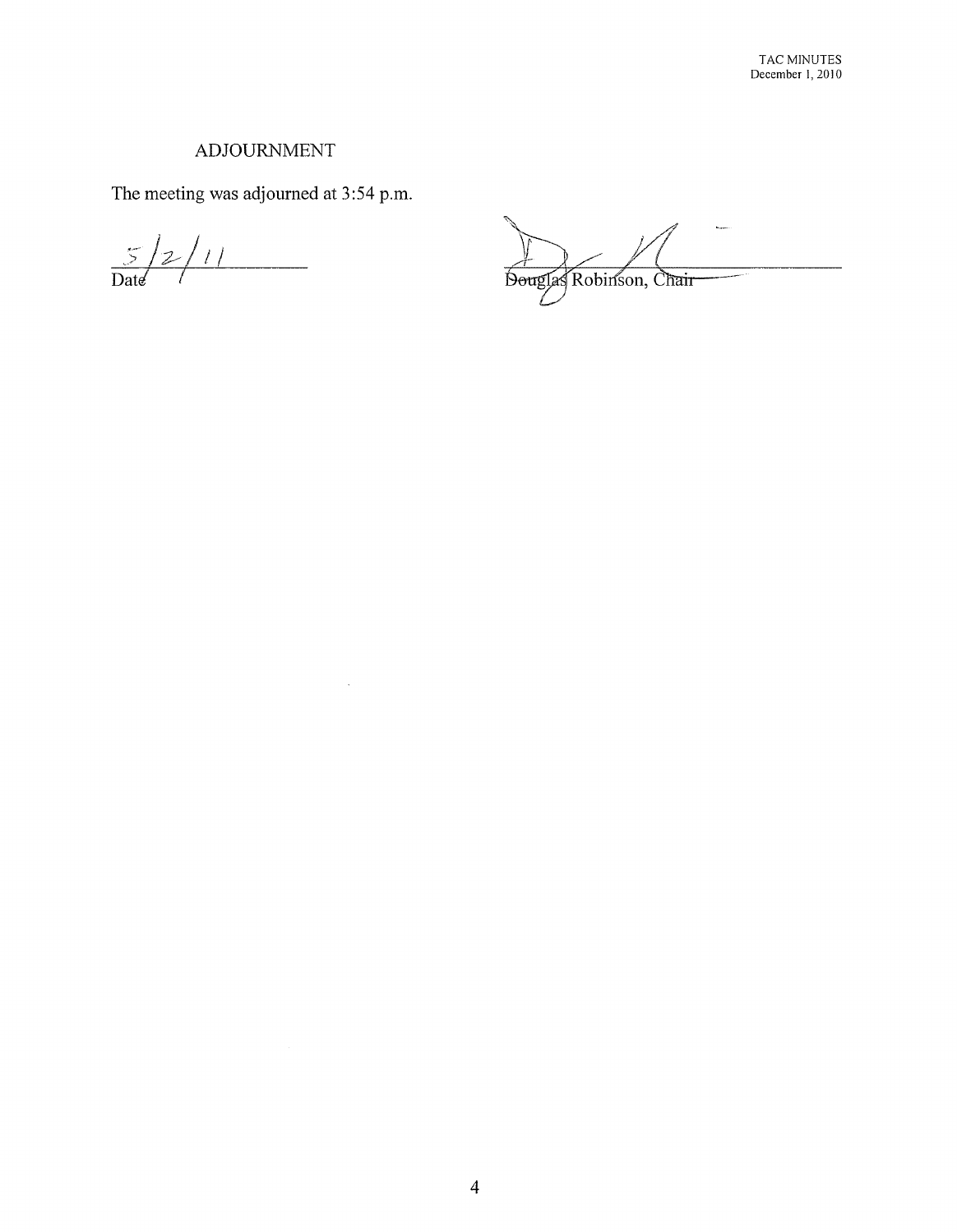## ADJOURNMENT

The meeting was adjourned at 3:54 p.m.

5/2/11
Date

Douglas Robinson, Chair